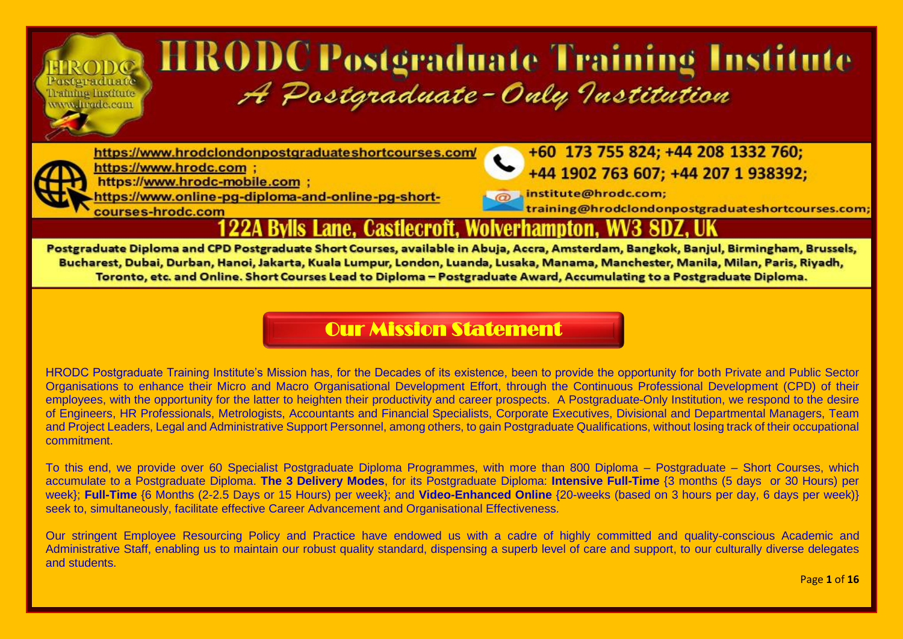# HRODC Postgraduate Training Institute

*A Postgraduate-Only Institution*

https://www.hrodclondonpostgraduateshortcourses.com/
https://www.hrodc.com ;
https://www.hrodc-mobile.com ;
https://www.online-pg-diploma-and-online-pg-short-courses-hrodc.com

+60 173 755 824; +44 208 1332 760;
+44 1902 763 607; +44 207 1 938392;

institute@hrodc.com;
training@hrodclondonpostgraduateshortcourses.com;

**122A Bylls Lane, Castlecroft, Wolverhampton, WV3 8DZ, UK**

**Postgraduate Diploma and CPD Postgraduate Short Courses, available in Abuja, Accra, Amsterdam, Bangkok, Banjul, Birmingham, Brussels, Bucharest, Dubai, Durban, Hanoi, Jakarta, Kuala Lumpur, London, Luanda, Lusaka, Manama, Manchester, Manila, Milan, Paris, Riyadh, Toronto, etc. and Online. Short Courses Lead to Diploma – Postgraduate Award, Accumulating to a Postgraduate Diploma.**

## Our Mission Statement

HRODC Postgraduate Training Institute's Mission has, for the Decades of its existence, been to provide the opportunity for both Private and Public Sector Organisations to enhance their Micro and Macro Organisational Development Effort, through the Continuous Professional Development (CPD) of their employees, with the opportunity for the latter to heighten their productivity and career prospects. A Postgraduate-Only Institution, we respond to the desire of Engineers, HR Professionals, Metrologists, Accountants and Financial Specialists, Corporate Executives, Divisional and Departmental Managers, Team and Project Leaders, Legal and Administrative Support Personnel, among others, to gain Postgraduate Qualifications, without losing track of their occupational commitment.

To this end, we provide over 60 Specialist Postgraduate Diploma Programmes, with more than 800 Diploma – Postgraduate – Short Courses, which accumulate to a Postgraduate Diploma. **The 3 Delivery Modes**, for its Postgraduate Diploma: **Intensive Full-Time** {3 months (5 days or 30 Hours) per week}; **Full-Time** {6 Months (2-2.5 Days or 15 Hours) per week}; and **Video-Enhanced Online** {20-weeks (based on 3 hours per day, 6 days per week)} seek to, simultaneously, facilitate effective Career Advancement and Organisational Effectiveness.

Our stringent Employee Resourcing Policy and Practice have endowed us with a cadre of highly committed and quality-conscious Academic and Administrative Staff, enabling us to maintain our robust quality standard, dispensing a superb level of care and support, to our culturally diverse delegates and students.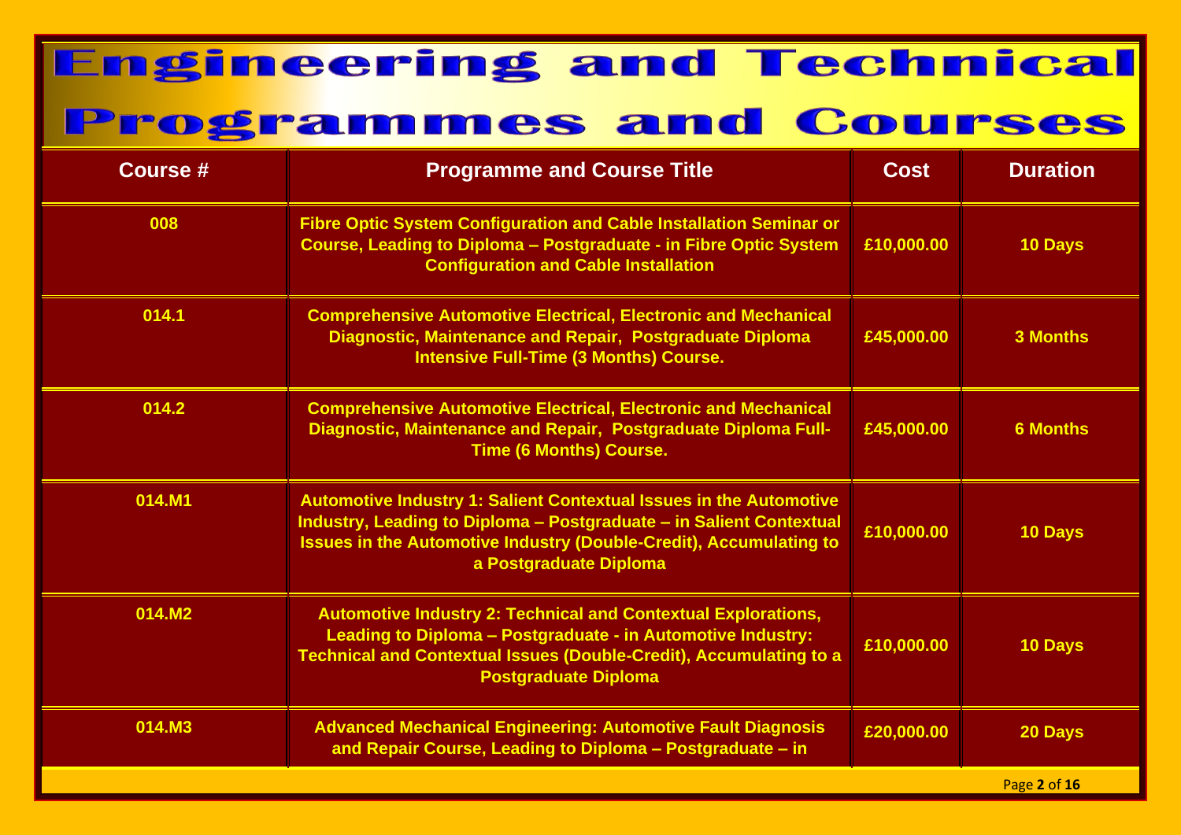# Engineering and Technical Programmes and Courses

| Course # | Programme and Course Title | Cost | Duration |
|---|---|---|---|
| 008 | Fibre Optic System Configuration and Cable Installation Seminar or Course, Leading to Diploma – Postgraduate - in Fibre Optic System Configuration and Cable Installation | £10,000.00 | 10 Days |
| 014.1 | Comprehensive Automotive Electrical, Electronic and Mechanical Diagnostic, Maintenance and Repair, Postgraduate Diploma Intensive Full-Time (3 Months) Course. | £45,000.00 | 3 Months |
| 014.2 | Comprehensive Automotive Electrical, Electronic and Mechanical Diagnostic, Maintenance and Repair, Postgraduate Diploma Full-Time (6 Months) Course. | £45,000.00 | 6 Months |
| 014.M1 | Automotive Industry 1: Salient Contextual Issues in the Automotive Industry, Leading to Diploma – Postgraduate – in Salient Contextual Issues in the Automotive Industry (Double-Credit), Accumulating to a Postgraduate Diploma | £10,000.00 | 10 Days |
| 014.M2 | Automotive Industry 2: Technical and Contextual Explorations, Leading to Diploma – Postgraduate - in Automotive Industry: Technical and Contextual Issues (Double-Credit), Accumulating to a Postgraduate Diploma | £10,000.00 | 10 Days |
| 014.M3 | Advanced Mechanical Engineering: Automotive Fault Diagnosis and Repair Course, Leading to Diploma – Postgraduate – in | £20,000.00 | 20 Days |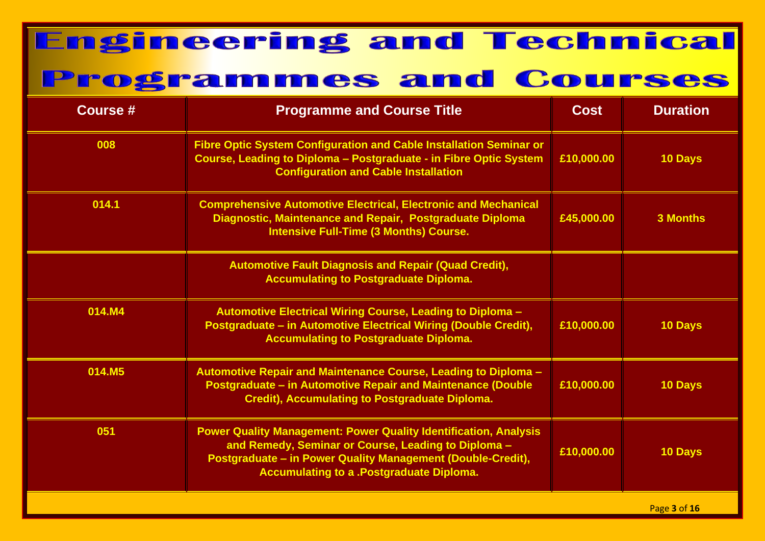# Engineering and Technical Programmes and Courses

| Course # | Programme and Course Title | Cost | Duration |
|---|---|---|---|
| 008 | Fibre Optic System Configuration and Cable Installation Seminar or Course, Leading to Diploma – Postgraduate - in Fibre Optic System Configuration and Cable Installation | £10,000.00 | 10 Days |
| 014.1 | Comprehensive Automotive Electrical, Electronic and Mechanical Diagnostic, Maintenance and Repair, Postgraduate Diploma Intensive Full-Time (3 Months) Course. | £45,000.00 | 3 Months |
| | Automotive Fault Diagnosis and Repair (Quad Credit), Accumulating to Postgraduate Diploma. | | |
| 014.M4 | Automotive Electrical Wiring Course, Leading to Diploma – Postgraduate – in Automotive Electrical Wiring (Double Credit), Accumulating to Postgraduate Diploma. | £10,000.00 | 10 Days |
| 014.M5 | Automotive Repair and Maintenance Course, Leading to Diploma – Postgraduate – in Automotive Repair and Maintenance (Double Credit), Accumulating to Postgraduate Diploma. | £10,000.00 | 10 Days |
| 051 | Power Quality Management: Power Quality Identification, Analysis and Remedy, Seminar or Course, Leading to Diploma – Postgraduate – in Power Quality Management (Double-Credit), Accumulating to a .Postgraduate Diploma. | £10,000.00 | 10 Days |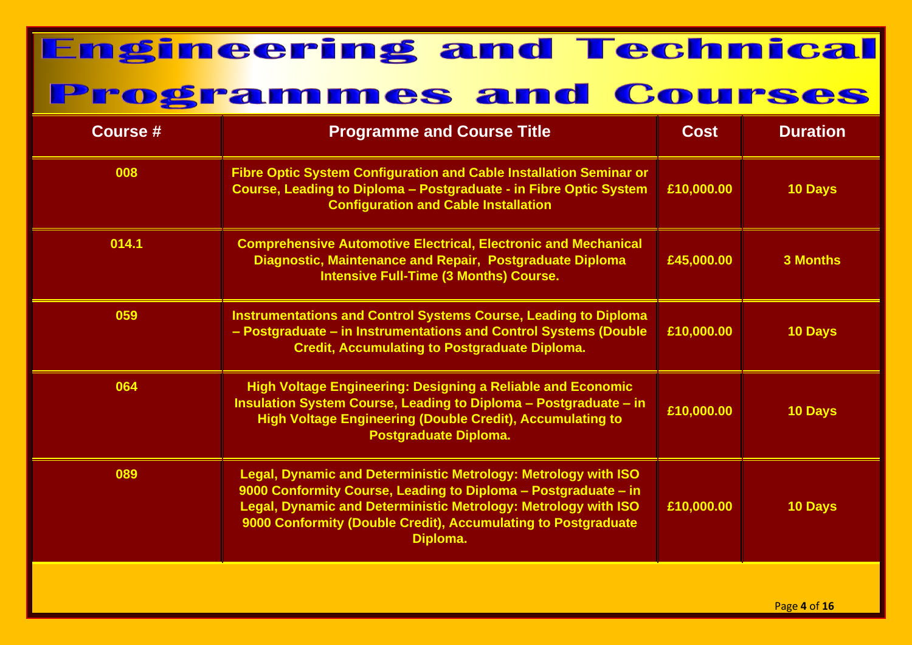# Engineering and Technical Programmes and Courses

| Course # | Programme and Course Title | Cost | Duration |
|---|---|---|---|
| 008 | Fibre Optic System Configuration and Cable Installation Seminar or Course, Leading to Diploma – Postgraduate - in Fibre Optic System Configuration and Cable Installation | £10,000.00 | 10 Days |
| 014.1 | Comprehensive Automotive Electrical, Electronic and Mechanical Diagnostic, Maintenance and Repair, Postgraduate Diploma Intensive Full-Time (3 Months) Course. | £45,000.00 | 3 Months |
| 059 | Instrumentations and Control Systems Course, Leading to Diploma – Postgraduate – in Instrumentations and Control Systems (Double Credit, Accumulating to Postgraduate Diploma. | £10,000.00 | 10 Days |
| 064 | High Voltage Engineering: Designing a Reliable and Economic Insulation System Course, Leading to Diploma – Postgraduate – in High Voltage Engineering (Double Credit), Accumulating to Postgraduate Diploma. | £10,000.00 | 10 Days |
| 089 | Legal, Dynamic and Deterministic Metrology: Metrology with ISO 9000 Conformity Course, Leading to Diploma – Postgraduate – in Legal, Dynamic and Deterministic Metrology: Metrology with ISO 9000 Conformity (Double Credit), Accumulating to Postgraduate Diploma. | £10,000.00 | 10 Days |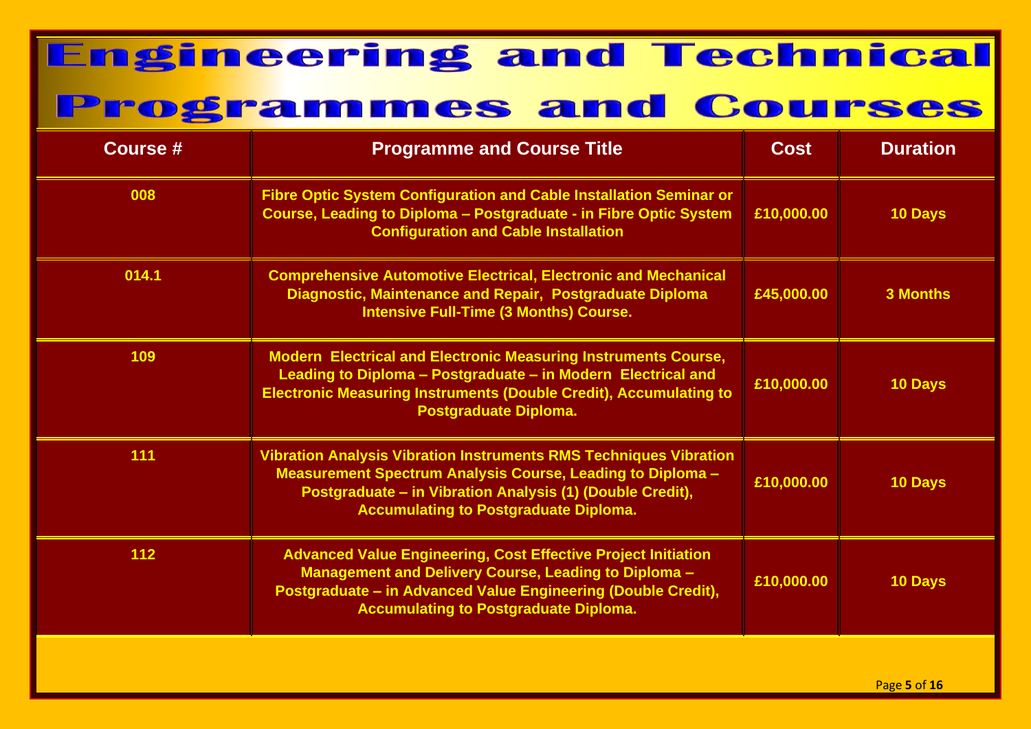# Engineering and Technical Programmes and Courses

| Course # | Programme and Course Title | Cost | Duration |
|---|---|---|---|
| 008 | Fibre Optic System Configuration and Cable Installation Seminar or Course, Leading to Diploma – Postgraduate - in Fibre Optic System Configuration and Cable Installation | £10,000.00 | 10 Days |
| 014.1 | Comprehensive Automotive Electrical, Electronic and Mechanical Diagnostic, Maintenance and Repair, Postgraduate Diploma Intensive Full-Time (3 Months) Course. | £45,000.00 | 3 Months |
| 109 | Modern Electrical and Electronic Measuring Instruments Course, Leading to Diploma – Postgraduate – in Modern Electrical and Electronic Measuring Instruments (Double Credit), Accumulating to Postgraduate Diploma. | £10,000.00 | 10 Days |
| 111 | Vibration Analysis Vibration Instruments RMS Techniques Vibration Measurement Spectrum Analysis Course, Leading to Diploma – Postgraduate – in Vibration Analysis (1) (Double Credit), Accumulating to Postgraduate Diploma. | £10,000.00 | 10 Days |
| 112 | Advanced Value Engineering, Cost Effective Project Initiation Management and Delivery Course, Leading to Diploma – Postgraduate – in Advanced Value Engineering (Double Credit), Accumulating to Postgraduate Diploma. | £10,000.00 | 10 Days |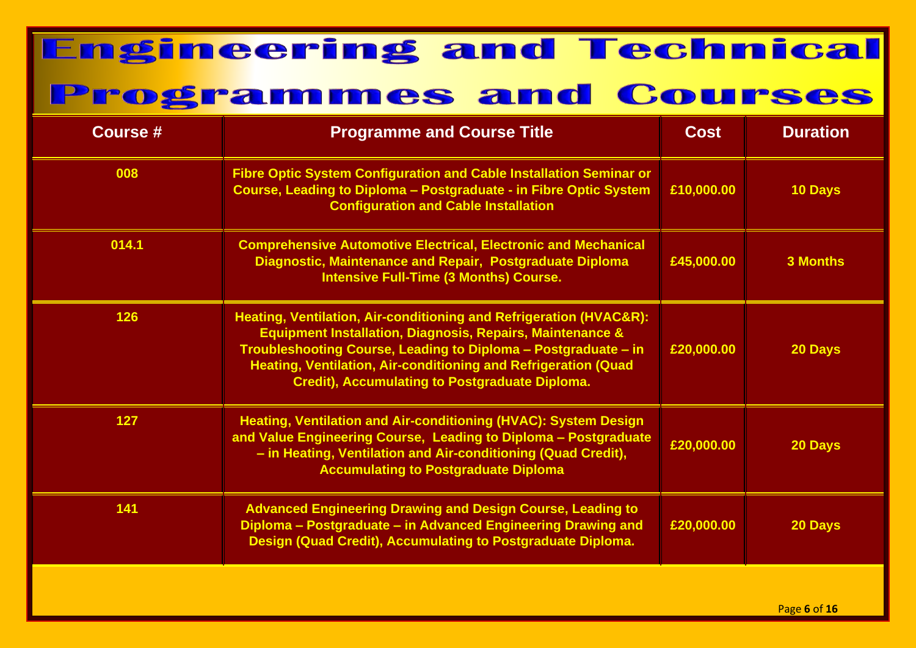# Engineering and Technical Programmes and Courses

| Course # | Programme and Course Title | Cost | Duration |
|---|---|---|---|
| 008 | Fibre Optic System Configuration and Cable Installation Seminar or Course, Leading to Diploma – Postgraduate - in Fibre Optic System Configuration and Cable Installation | £10,000.00 | 10 Days |
| 014.1 | Comprehensive Automotive Electrical, Electronic and Mechanical Diagnostic, Maintenance and Repair, Postgraduate Diploma Intensive Full-Time (3 Months) Course. | £45,000.00 | 3 Months |
| 126 | Heating, Ventilation, Air-conditioning and Refrigeration (HVAC&R): Equipment Installation, Diagnosis, Repairs, Maintenance & Troubleshooting Course, Leading to Diploma – Postgraduate – in Heating, Ventilation, Air-conditioning and Refrigeration (Quad Credit), Accumulating to Postgraduate Diploma. | £20,000.00 | 20 Days |
| 127 | Heating, Ventilation and Air-conditioning (HVAC): System Design and Value Engineering Course, Leading to Diploma – Postgraduate – in Heating, Ventilation and Air-conditioning (Quad Credit), Accumulating to Postgraduate Diploma | £20,000.00 | 20 Days |
| 141 | Advanced Engineering Drawing and Design Course, Leading to Diploma – Postgraduate – in Advanced Engineering Drawing and Design (Quad Credit), Accumulating to Postgraduate Diploma. | £20,000.00 | 20 Days |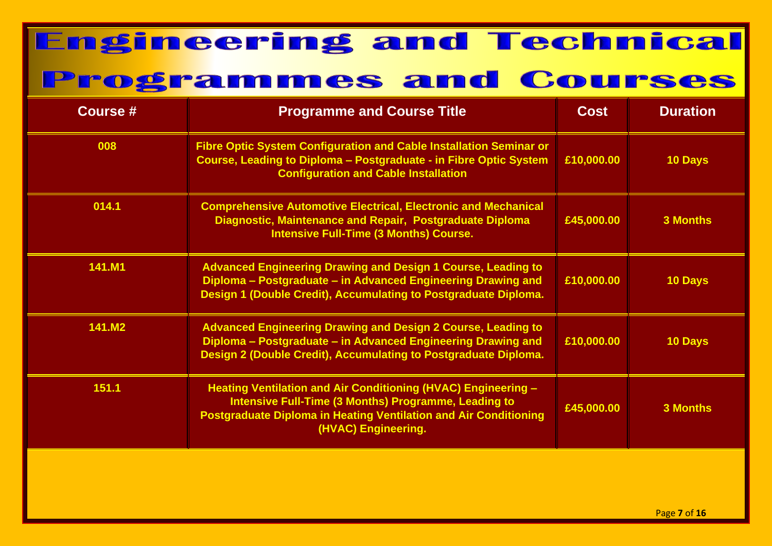# Engineering and Technical Programmes and Courses

| Course # | Programme and Course Title | Cost | Duration |
|---|---|---|---|
| 008 | Fibre Optic System Configuration and Cable Installation Seminar or Course, Leading to Diploma – Postgraduate - in Fibre Optic System Configuration and Cable Installation | £10,000.00 | 10 Days |
| 014.1 | Comprehensive Automotive Electrical, Electronic and Mechanical Diagnostic, Maintenance and Repair, Postgraduate Diploma Intensive Full-Time (3 Months) Course. | £45,000.00 | 3 Months |
| 141.M1 | Advanced Engineering Drawing and Design 1 Course, Leading to Diploma – Postgraduate – in Advanced Engineering Drawing and Design 1 (Double Credit), Accumulating to Postgraduate Diploma. | £10,000.00 | 10 Days |
| 141.M2 | Advanced Engineering Drawing and Design 2 Course, Leading to Diploma – Postgraduate – in Advanced Engineering Drawing and Design 2 (Double Credit), Accumulating to Postgraduate Diploma. | £10,000.00 | 10 Days |
| 151.1 | Heating Ventilation and Air Conditioning (HVAC) Engineering – Intensive Full-Time (3 Months) Programme, Leading to Postgraduate Diploma in Heating Ventilation and Air Conditioning (HVAC) Engineering. | £45,000.00 | 3 Months |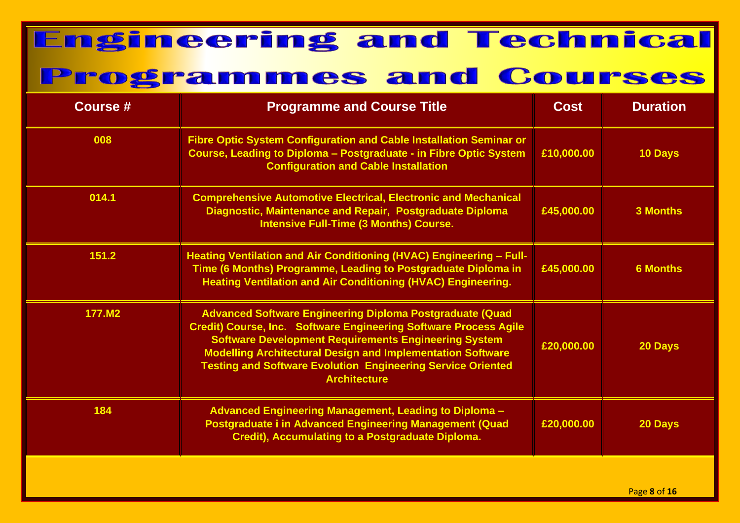# Engineering and Technical Programmes and Courses

| Course # | Programme and Course Title | Cost | Duration |
|---|---|---|---|
| 008 | Fibre Optic System Configuration and Cable Installation Seminar or Course, Leading to Diploma – Postgraduate - in Fibre Optic System Configuration and Cable Installation | £10,000.00 | 10 Days |
| 014.1 | Comprehensive Automotive Electrical, Electronic and Mechanical Diagnostic, Maintenance and Repair, Postgraduate Diploma Intensive Full-Time (3 Months) Course. | £45,000.00 | 3 Months |
| 151.2 | Heating Ventilation and Air Conditioning (HVAC) Engineering – Full-Time (6 Months) Programme, Leading to Postgraduate Diploma in Heating Ventilation and Air Conditioning (HVAC) Engineering. | £45,000.00 | 6 Months |
| 177.M2 | Advanced Software Engineering Diploma Postgraduate (Quad Credit) Course, Inc. Software Engineering Software Process Agile Software Development Requirements Engineering System Modelling Architectural Design and Implementation Software Testing and Software Evolution Engineering Service Oriented Architecture | £20,000.00 | 20 Days |
| 184 | Advanced Engineering Management, Leading to Diploma – Postgraduate i in Advanced Engineering Management (Quad Credit), Accumulating to a Postgraduate Diploma. | £20,000.00 | 20 Days |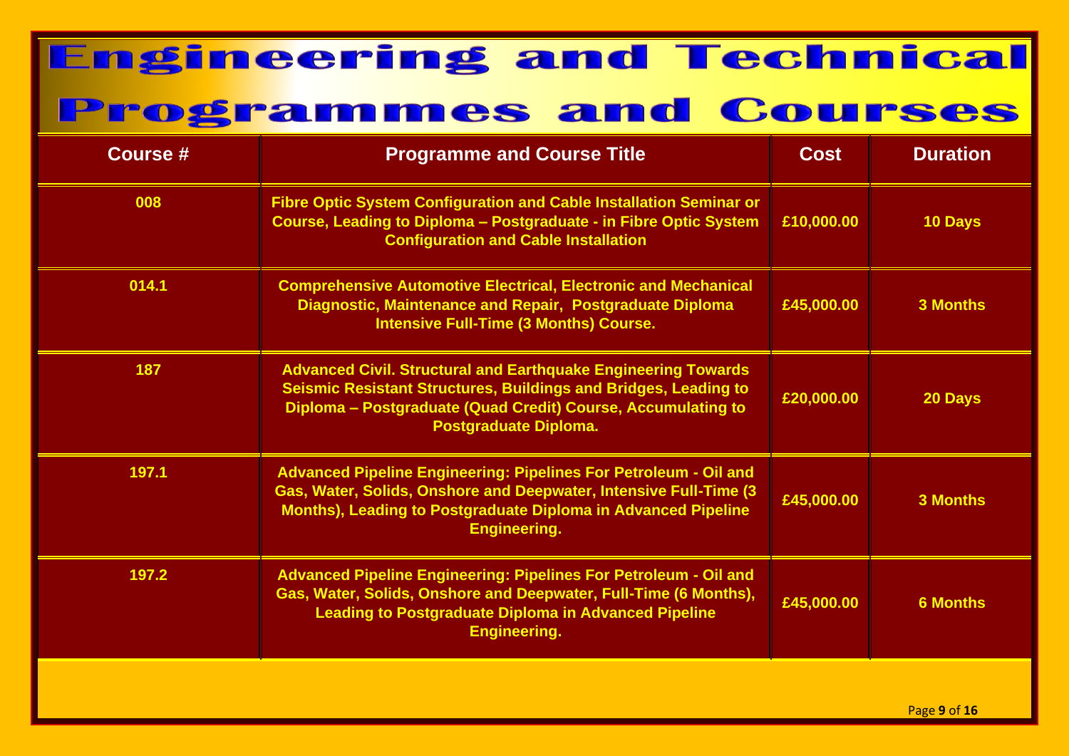# Engineering and Technical Programmes and Courses

| Course # | Programme and Course Title | Cost | Duration |
|---|---|---|---|
| 008 | Fibre Optic System Configuration and Cable Installation Seminar or Course, Leading to Diploma – Postgraduate - in Fibre Optic System Configuration and Cable Installation | £10,000.00 | 10 Days |
| 014.1 | Comprehensive Automotive Electrical, Electronic and Mechanical Diagnostic, Maintenance and Repair, Postgraduate Diploma Intensive Full-Time (3 Months) Course. | £45,000.00 | 3 Months |
| 187 | Advanced Civil. Structural and Earthquake Engineering Towards Seismic Resistant Structures, Buildings and Bridges, Leading to Diploma – Postgraduate (Quad Credit) Course, Accumulating to Postgraduate Diploma. | £20,000.00 | 20 Days |
| 197.1 | Advanced Pipeline Engineering: Pipelines For Petroleum - Oil and Gas, Water, Solids, Onshore and Deepwater, Intensive Full-Time (3 Months), Leading to Postgraduate Diploma in Advanced Pipeline Engineering. | £45,000.00 | 3 Months |
| 197.2 | Advanced Pipeline Engineering: Pipelines For Petroleum - Oil and Gas, Water, Solids, Onshore and Deepwater, Full-Time (6 Months), Leading to Postgraduate Diploma in Advanced Pipeline Engineering. | £45,000.00 | 6 Months |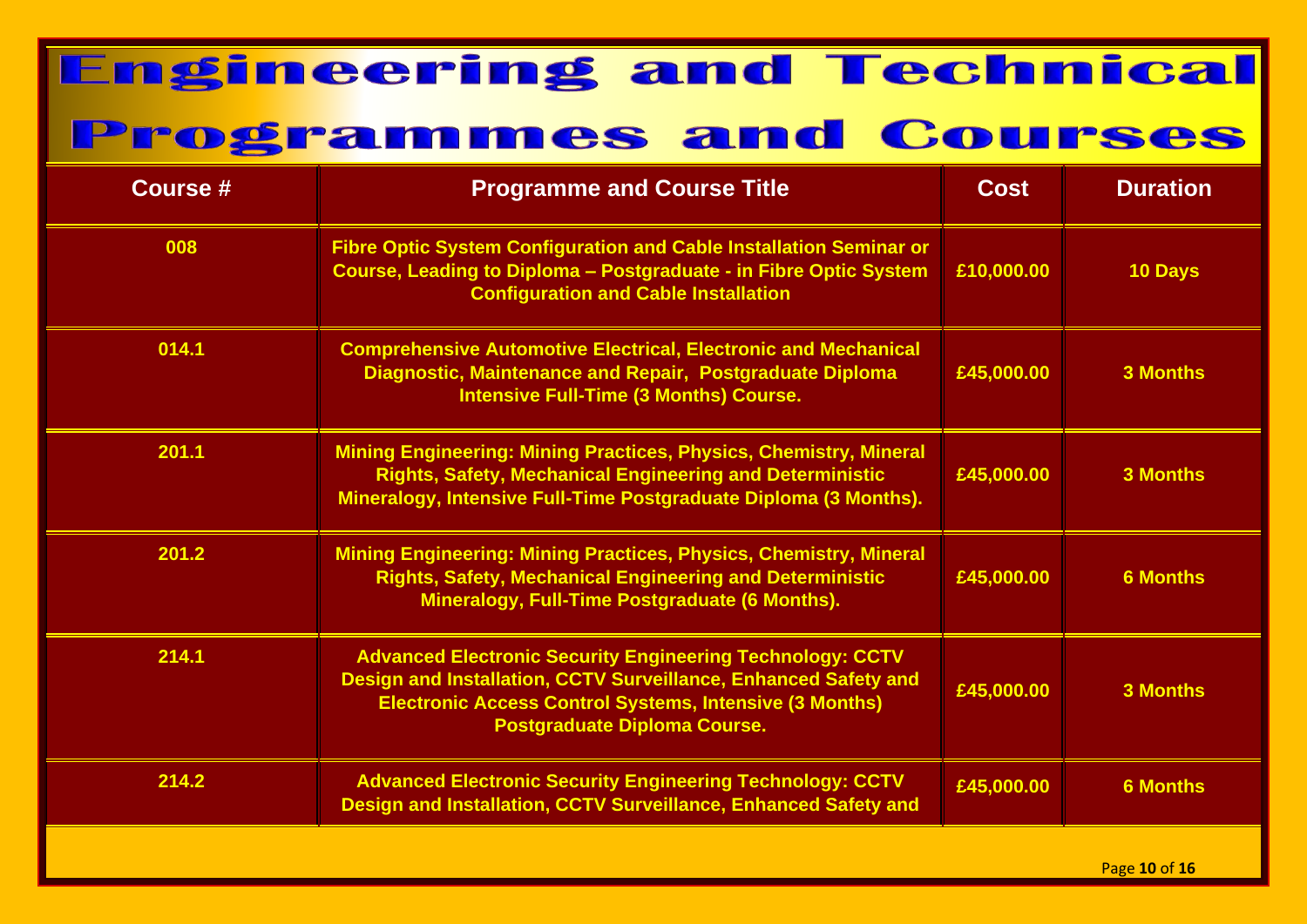# Engineering and Technical Programmes and Courses

| Course # | Programme and Course Title | Cost | Duration |
|---|---|---|---|
| 008 | Fibre Optic System Configuration and Cable Installation Seminar or Course, Leading to Diploma – Postgraduate - in Fibre Optic System Configuration and Cable Installation | £10,000.00 | 10 Days |
| 014.1 | Comprehensive Automotive Electrical, Electronic and Mechanical Diagnostic, Maintenance and Repair, Postgraduate Diploma Intensive Full-Time (3 Months) Course. | £45,000.00 | 3 Months |
| 201.1 | Mining Engineering: Mining Practices, Physics, Chemistry, Mineral Rights, Safety, Mechanical Engineering and Deterministic Mineralogy, Intensive Full-Time Postgraduate Diploma (3 Months). | £45,000.00 | 3 Months |
| 201.2 | Mining Engineering: Mining Practices, Physics, Chemistry, Mineral Rights, Safety, Mechanical Engineering and Deterministic Mineralogy, Full-Time Postgraduate (6 Months). | £45,000.00 | 6 Months |
| 214.1 | Advanced Electronic Security Engineering Technology: CCTV Design and Installation, CCTV Surveillance, Enhanced Safety and Electronic Access Control Systems, Intensive (3 Months) Postgraduate Diploma Course. | £45,000.00 | 3 Months |
| 214.2 | Advanced Electronic Security Engineering Technology: CCTV Design and Installation, CCTV Surveillance, Enhanced Safety and | £45,000.00 | 6 Months |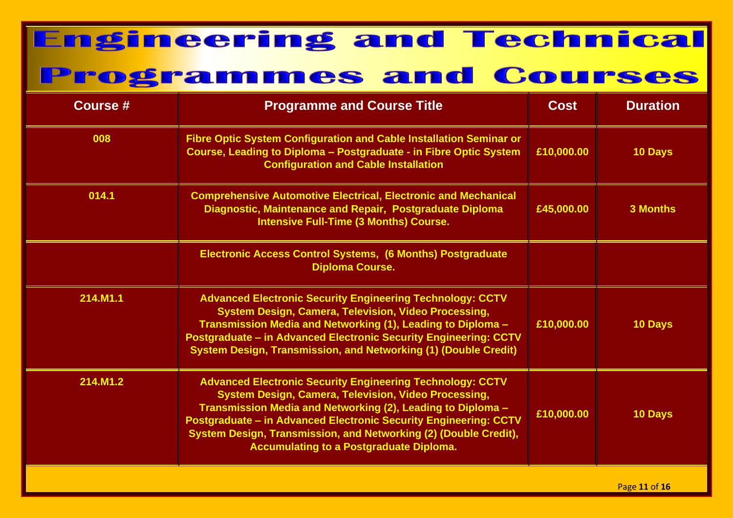# Engineering and Technical Programmes and Courses

| Course # | Programme and Course Title | Cost | Duration |
| --- | --- | --- | --- |
| 008 | Fibre Optic System Configuration and Cable Installation Seminar or Course, Leading to Diploma – Postgraduate - in Fibre Optic System Configuration and Cable Installation | £10,000.00 | 10 Days |
| 014.1 | Comprehensive Automotive Electrical, Electronic and Mechanical Diagnostic, Maintenance and Repair, Postgraduate Diploma Intensive Full-Time (3 Months) Course. | £45,000.00 | 3 Months |
| | Electronic Access Control Systems, (6 Months) Postgraduate Diploma Course. | | |
| 214.M1.1 | Advanced Electronic Security Engineering Technology: CCTV System Design, Camera, Television, Video Processing, Transmission Media and Networking (1), Leading to Diploma – Postgraduate – in Advanced Electronic Security Engineering: CCTV System Design, Transmission, and Networking (1) (Double Credit) | £10,000.00 | 10 Days |
| 214.M1.2 | Advanced Electronic Security Engineering Technology: CCTV System Design, Camera, Television, Video Processing, Transmission Media and Networking (2), Leading to Diploma – Postgraduate – in Advanced Electronic Security Engineering: CCTV System Design, Transmission, and Networking (2) (Double Credit), Accumulating to a Postgraduate Diploma. | £10,000.00 | 10 Days |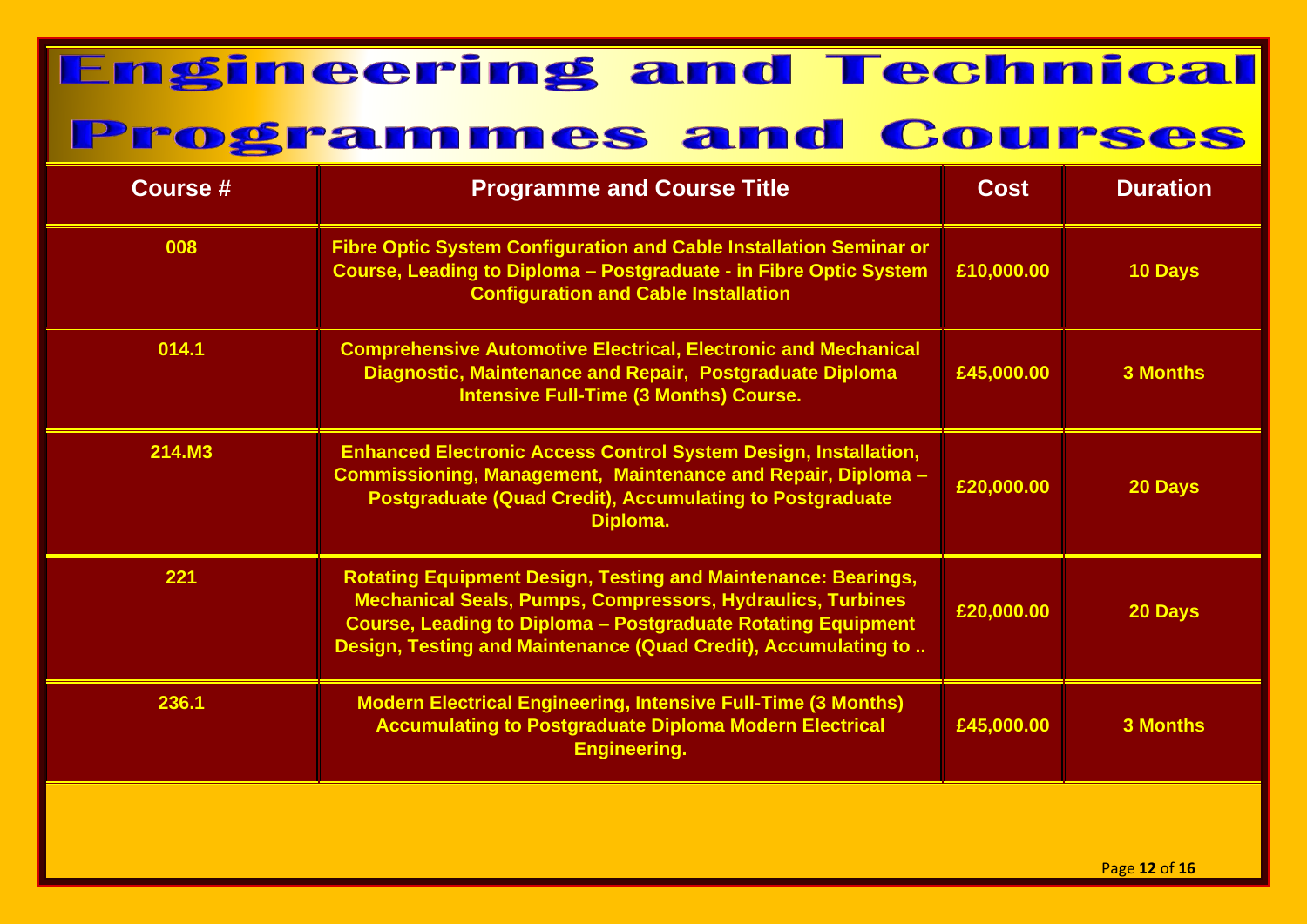# Engineering and Technical Programmes and Courses

| Course # | Programme and Course Title | Cost | Duration |
| --- | --- | --- | --- |
| 008 | Fibre Optic System Configuration and Cable Installation Seminar or Course, Leading to Diploma – Postgraduate - in Fibre Optic System Configuration and Cable Installation | £10,000.00 | 10 Days |
| 014.1 | Comprehensive Automotive Electrical, Electronic and Mechanical Diagnostic, Maintenance and Repair, Postgraduate Diploma Intensive Full-Time (3 Months) Course. | £45,000.00 | 3 Months |
| 214.M3 | Enhanced Electronic Access Control System Design, Installation, Commissioning, Management, Maintenance and Repair, Diploma – Postgraduate (Quad Credit), Accumulating to Postgraduate Diploma. | £20,000.00 | 20 Days |
| 221 | Rotating Equipment Design, Testing and Maintenance: Bearings, Mechanical Seals, Pumps, Compressors, Hydraulics, Turbines Course, Leading to Diploma – Postgraduate Rotating Equipment Design, Testing and Maintenance (Quad Credit), Accumulating to .. | £20,000.00 | 20 Days |
| 236.1 | Modern Electrical Engineering, Intensive Full-Time (3 Months) Accumulating to Postgraduate Diploma Modern Electrical Engineering. | £45,000.00 | 3 Months |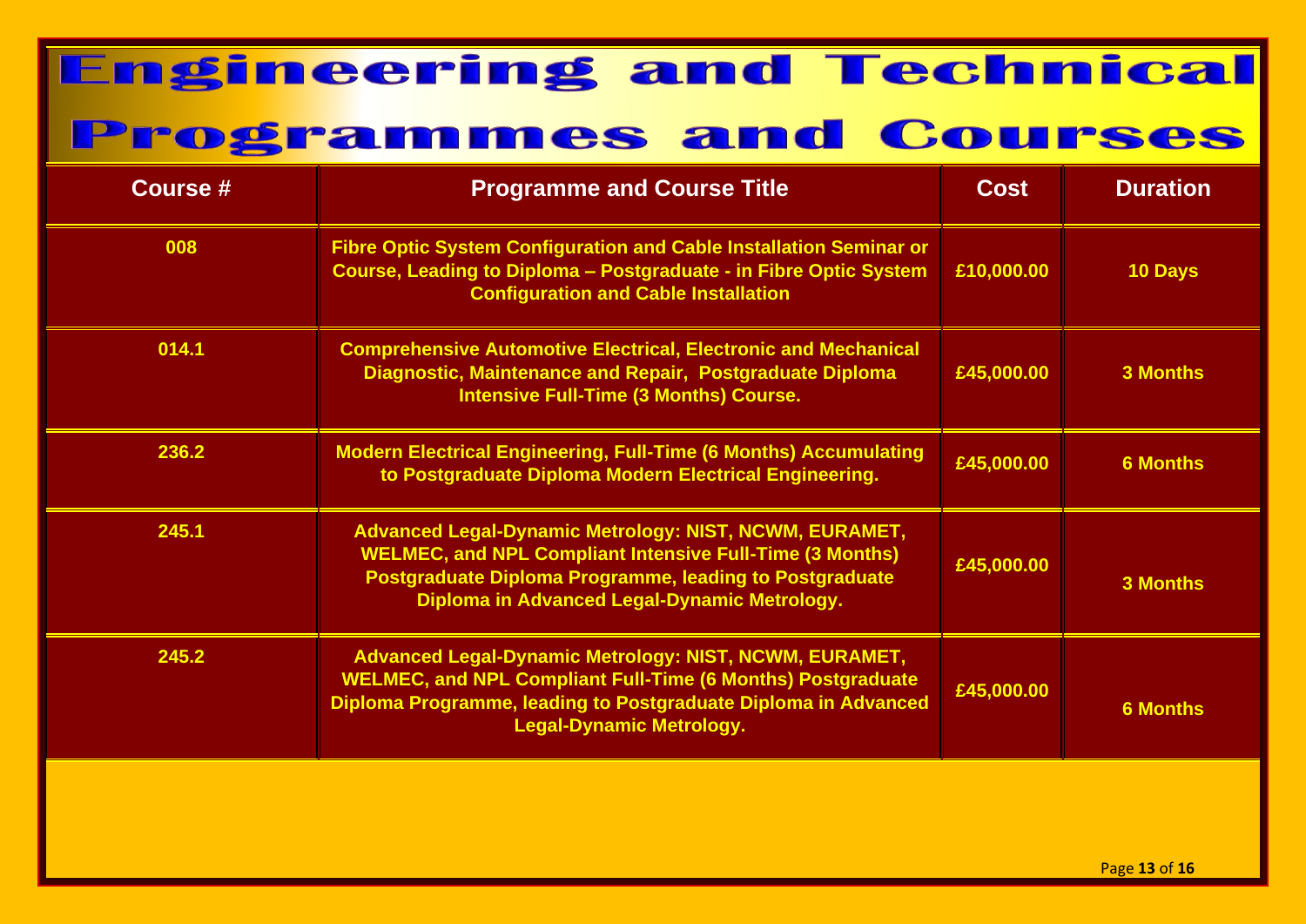# Engineering and Technical Programmes and Courses

| Course # | Programme and Course Title | Cost | Duration |
|---|---|---|---|
| 008 | Fibre Optic System Configuration and Cable Installation Seminar or Course, Leading to Diploma – Postgraduate - in Fibre Optic System Configuration and Cable Installation | £10,000.00 | 10 Days |
| 014.1 | Comprehensive Automotive Electrical, Electronic and Mechanical Diagnostic, Maintenance and Repair, Postgraduate Diploma Intensive Full-Time (3 Months) Course. | £45,000.00 | 3 Months |
| 236.2 | Modern Electrical Engineering, Full-Time (6 Months) Accumulating to Postgraduate Diploma Modern Electrical Engineering. | £45,000.00 | 6 Months |
| 245.1 | Advanced Legal-Dynamic Metrology: NIST, NCWM, EURAMET, WELMEC, and NPL Compliant Intensive Full-Time (3 Months) Postgraduate Diploma Programme, leading to Postgraduate Diploma in Advanced Legal-Dynamic Metrology. | £45,000.00 | 3 Months |
| 245.2 | Advanced Legal-Dynamic Metrology: NIST, NCWM, EURAMET, WELMEC, and NPL Compliant Full-Time (6 Months) Postgraduate Diploma Programme, leading to Postgraduate Diploma in Advanced Legal-Dynamic Metrology. | £45,000.00 | 6 Months |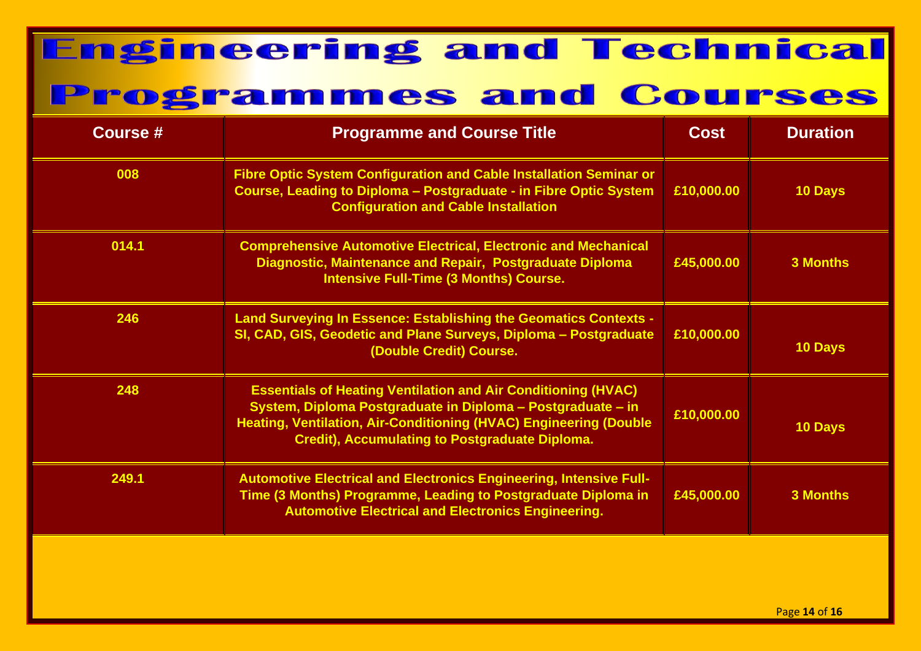# Engineering and Technical Programmes and Courses

| Course # | Programme and Course Title | Cost | Duration |
|---|---|---|---|
| 008 | Fibre Optic System Configuration and Cable Installation Seminar or Course, Leading to Diploma – Postgraduate - in Fibre Optic System Configuration and Cable Installation | £10,000.00 | 10 Days |
| 014.1 | Comprehensive Automotive Electrical, Electronic and Mechanical Diagnostic, Maintenance and Repair, Postgraduate Diploma Intensive Full-Time (3 Months) Course. | £45,000.00 | 3 Months |
| 246 | Land Surveying In Essence: Establishing the Geomatics Contexts - SI, CAD, GIS, Geodetic and Plane Surveys, Diploma – Postgraduate (Double Credit) Course. | £10,000.00 | 10 Days |
| 248 | Essentials of Heating Ventilation and Air Conditioning (HVAC) System, Diploma Postgraduate in Diploma – Postgraduate – in Heating, Ventilation, Air-Conditioning (HVAC) Engineering (Double Credit), Accumulating to Postgraduate Diploma. | £10,000.00 | 10 Days |
| 249.1 | Automotive Electrical and Electronics Engineering, Intensive Full-Time (3 Months) Programme, Leading to Postgraduate Diploma in Automotive Electrical and Electronics Engineering. | £45,000.00 | 3 Months |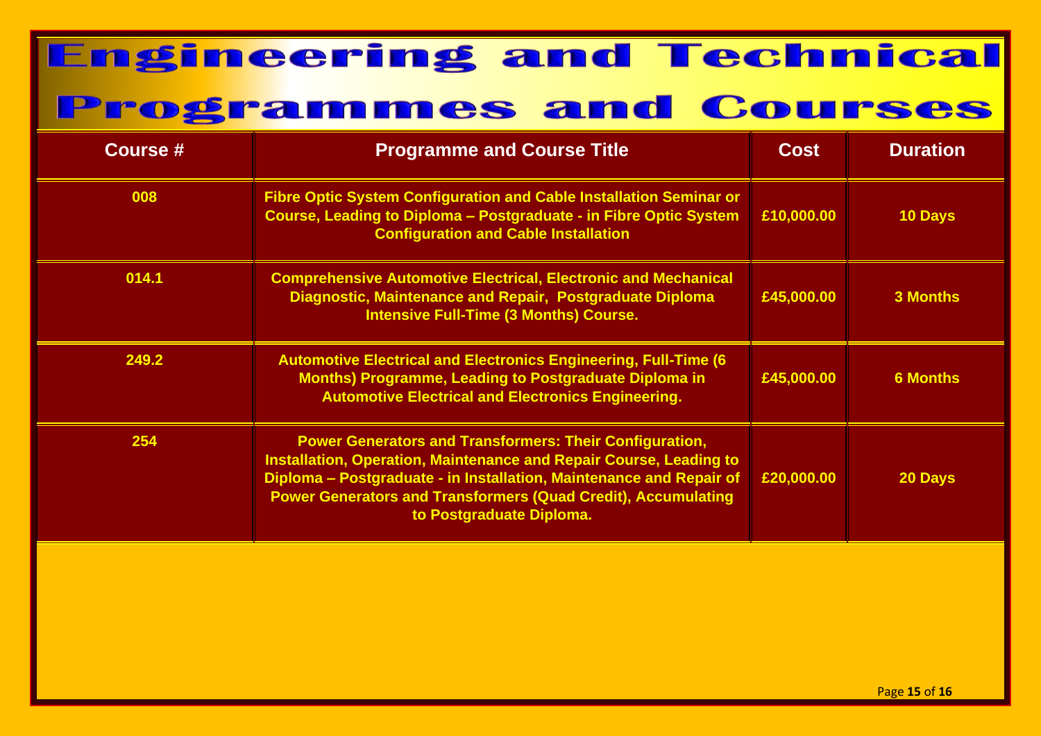# Engineering and Technical Programmes and Courses

| Course # | Programme and Course Title | Cost | Duration |
| --- | --- | --- | --- |
| 008 | Fibre Optic System Configuration and Cable Installation Seminar or Course, Leading to Diploma – Postgraduate - in Fibre Optic System Configuration and Cable Installation | £10,000.00 | 10 Days |
| 014.1 | Comprehensive Automotive Electrical, Electronic and Mechanical Diagnostic, Maintenance and Repair, Postgraduate Diploma Intensive Full-Time (3 Months) Course. | £45,000.00 | 3 Months |
| 249.2 | Automotive Electrical and Electronics Engineering, Full-Time (6 Months) Programme, Leading to Postgraduate Diploma in Automotive Electrical and Electronics Engineering. | £45,000.00 | 6 Months |
| 254 | Power Generators and Transformers: Their Configuration, Installation, Operation, Maintenance and Repair Course, Leading to Diploma – Postgraduate - in Installation, Maintenance and Repair of Power Generators and Transformers (Quad Credit), Accumulating to Postgraduate Diploma. | £20,000.00 | 20 Days |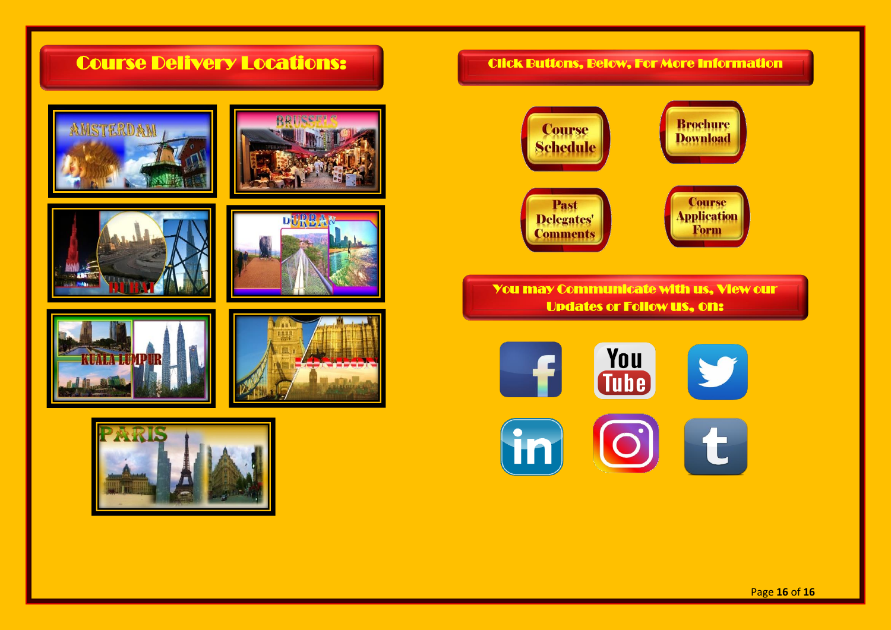## Course Delivery Locations:

AMSTERDAM

BRUSSELS

DUBAI

DURBAN

KUALA LUMPUR

LONDON

PARIS

## Click Buttons, Below, For More Information

Course Schedule

Brochure Download

Past Delegates' Comments

Course Application Form

## You may Communicate with us, View our Updates or Follow us, on: